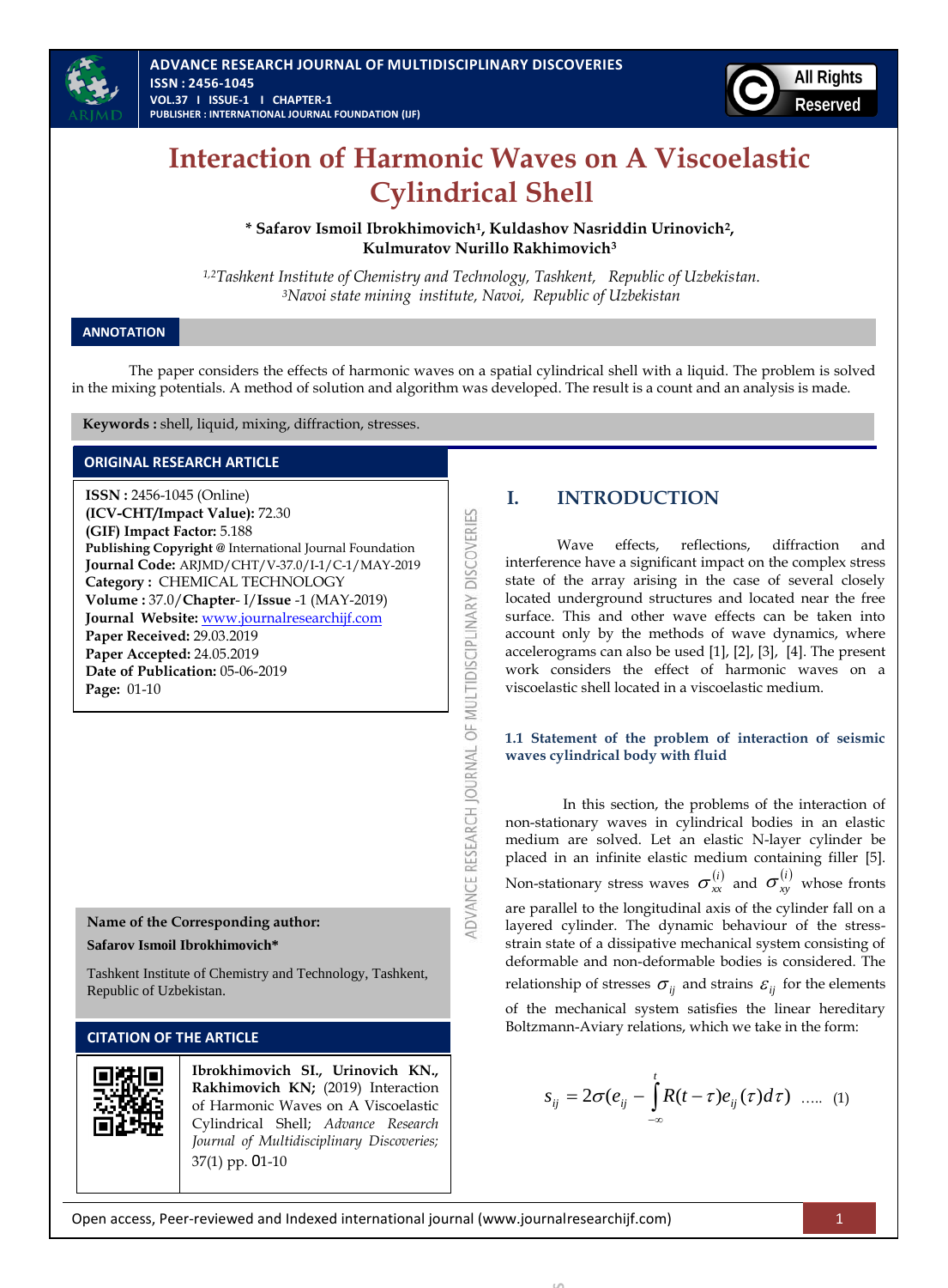# Interaction of Harmonic Waves on A Viscoelastic Cylindrical Shell

**\* Safarov Ismoil Ibrokhimovich[1], Kuldashov Nasriddin Urinovich[2], Kulmuratov Nurillo Rakhimovich[3]**

*[1,2]Tashkent Institute of Chemistry and Technology, Tashkent, Republic of Uzbekistan.*
*[3]Navoi state mining institute, Navoi, Republic of Uzbekistan*

## ANNOTATION

The paper considers the effects of harmonic waves on a spatial cylindrical shell with a liquid. The problem is solved in the mixing potentials. A method of solution and algorithm was developed. The result is a count and an analysis is made.

**Keywords :** shell, liquid, mixing, diffraction, stresses.

## ORIGINAL RESEARCH ARTICLE

**ISSN :** 2456-1045 (Online)
**(ICV-CHT/Impact Value):** 72.30
**(GIF) Impact Factor:** 5.188
**Publishing Copyright @** International Journal Foundation
**Journal Code:** ARJMD/CHT/V-37.0/I-1/C-1/MAY-2019
**Category :** CHEMICAL TECHNOLOGY
**Volume :** 37.0/**Chapter**- I/**Issue** -1 (MAY-2019)
**Journal Website:** www.journalresearchijf.com
**Paper Received:** 29.03.2019
**Paper Accepted:** 24.05.2019
**Date of Publication:** 05-06-2019
**Page:** 01-10

**Name of the Corresponding author:**

**Safarov Ismoil Ibrokhimovich\***

Tashkent Institute of Chemistry and Technology, Tashkent, Republic of Uzbekistan.

## CITATION OF THE ARTICLE

**Ibrokhimovich SI., Urinovich KN., Rakhimovich KN;** (2019) Interaction of Harmonic Waves on A Viscoelastic Cylindrical Shell; *Advance Research Journal of Multidisciplinary Discoveries;* 37(1) pp. 01-10

## I. INTRODUCTION

Wave effects, reflections, diffraction and interference have a significant impact on the complex stress state of the array arising in the case of several closely located underground structures and located near the free surface. This and other wave effects can be taken into account only by the methods of wave dynamics, where accelerograms can also be used [1], [2], [3], [4]. The present work considers the effect of harmonic waves on a viscoelastic shell located in a viscoelastic medium.

### 1.1 Statement of the problem of interaction of seismic waves cylindrical body with fluid

In this section, the problems of the interaction of non-stationary waves in cylindrical bodies in an elastic medium are solved. Let an elastic N-layer cylinder be placed in an infinite elastic medium containing filler [5]. Non-stationary stress waves $\sigma_{xx}^{(i)}$ and $\sigma_{xy}^{(i)}$ whose fronts are parallel to the longitudinal axis of the cylinder fall on a layered cylinder. The dynamic behaviour of the stress-strain state of a dissipative mechanical system consisting of deformable and non-deformable bodies is considered. The relationship of stresses $\sigma_{ij}$ and strains $\varepsilon_{ij}$ for the elements of the mechanical system satisfies the linear hereditary Boltzmann-Aviary relations, which we take in the form:

$$s_{ij} = 2\sigma(e_{ij} - \int_{-\infty}^{t} R(t-\tau)e_{ij}(\tau)d\tau) \quad ..... \quad (1)$$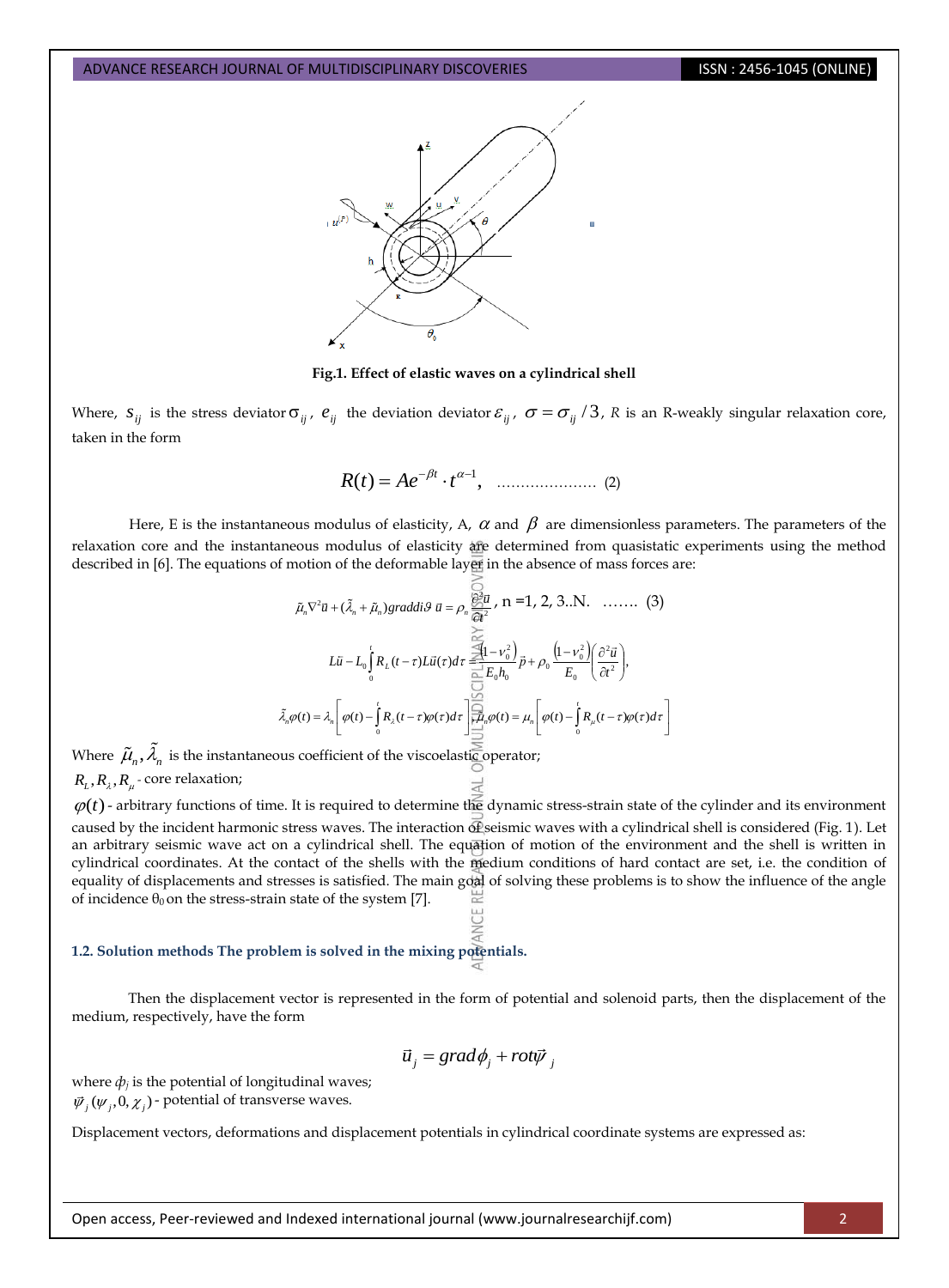Fig.1. Effect of elastic waves on a cylindrical shell

Where, $s_{ij}$ is the stress deviator $\sigma_{ij}$, $e_{ij}$ the deviation deviator $\varepsilon_{ij}$, $\sigma = \sigma_{ij}/3$, *R* is an R-weakly singular relaxation core, taken in the form

$$R(t) = Ae^{-\beta t} \cdot t^{\alpha - 1}, \quad \ldots\ldots\ldots\ldots\ldots\ldots\ldots \quad (2)$$

Here, E is the instantaneous modulus of elasticity, A, $\alpha$ and $\beta$ are dimensionless parameters. The parameters of the relaxation core and the instantaneous modulus of elasticity are determined from quasistatic experiments using the method described in [6]. The equations of motion of the deformable layer in the absence of mass forces are:

$$\tilde{\mu}_n \nabla^2 \bar{u} + (\tilde{\lambda}_n + \tilde{\mu}_n) graddi\vartheta\ \bar{u} = \rho_n \frac{\partial^2 \bar{u}}{\partial t^2}, \text{ n =1, 2, 3..N.} \quad \ldots\ldots \quad (3)$$

$$L\bar{u} - L_0 \int_0^t R_L(t-\tau) L\bar{u}(\tau) d\tau = \frac{(1-\nu_0^2)}{E_0 h_0} \bar{p} + \rho_0 \frac{(1-\nu_0^2)}{E_0} \left( \frac{\partial^2 \bar{u}}{\partial t^2} \right),$$

$$\tilde{\lambda}_n \varphi(t) = \lambda_n \left[ \varphi(t) - \int_0^t R_\lambda(t-\tau)\varphi(\tau) d\tau \right], \tilde{\mu}_n \varphi(t) = \mu_n \left[ \varphi(t) - \int_0^t R_\mu(t-\tau)\varphi(\tau) d\tau \right]$$

Where $\tilde{\mu}_n, \tilde{\lambda}_n$ is the instantaneous coefficient of the viscoelastic operator;

$R_L, R_\lambda, R_\mu$ - core relaxation;

$\varphi(t)$ - arbitrary functions of time. It is required to determine the dynamic stress-strain state of the cylinder and its environment caused by the incident harmonic stress waves. The interaction of seismic waves with a cylindrical shell is considered (Fig. 1). Let an arbitrary seismic wave act on a cylindrical shell. The equation of motion of the environment and the shell is written in cylindrical coordinates. At the contact of the shells with the medium conditions of hard contact are set, i.e. the condition of equality of displacements and stresses is satisfied. The main goal of solving these problems is to show the influence of the angle of incidence $\theta_0$ on the stress-strain state of the system [7].

### 1.2. Solution methods The problem is solved in the mixing potentials.

Then the displacement vector is represented in the form of potential and solenoid parts, then the displacement of the medium, respectively, have the form

$$\bar{u}_j = grad\phi_j + rot\bar{\psi}_j$$

where $\phi_j$ is the potential of longitudinal waves;

$\bar{\psi}_j(\psi_j, 0, \chi_j)$ - potential of transverse waves.

Displacement vectors, deformations and displacement potentials in cylindrical coordinate systems are expressed as: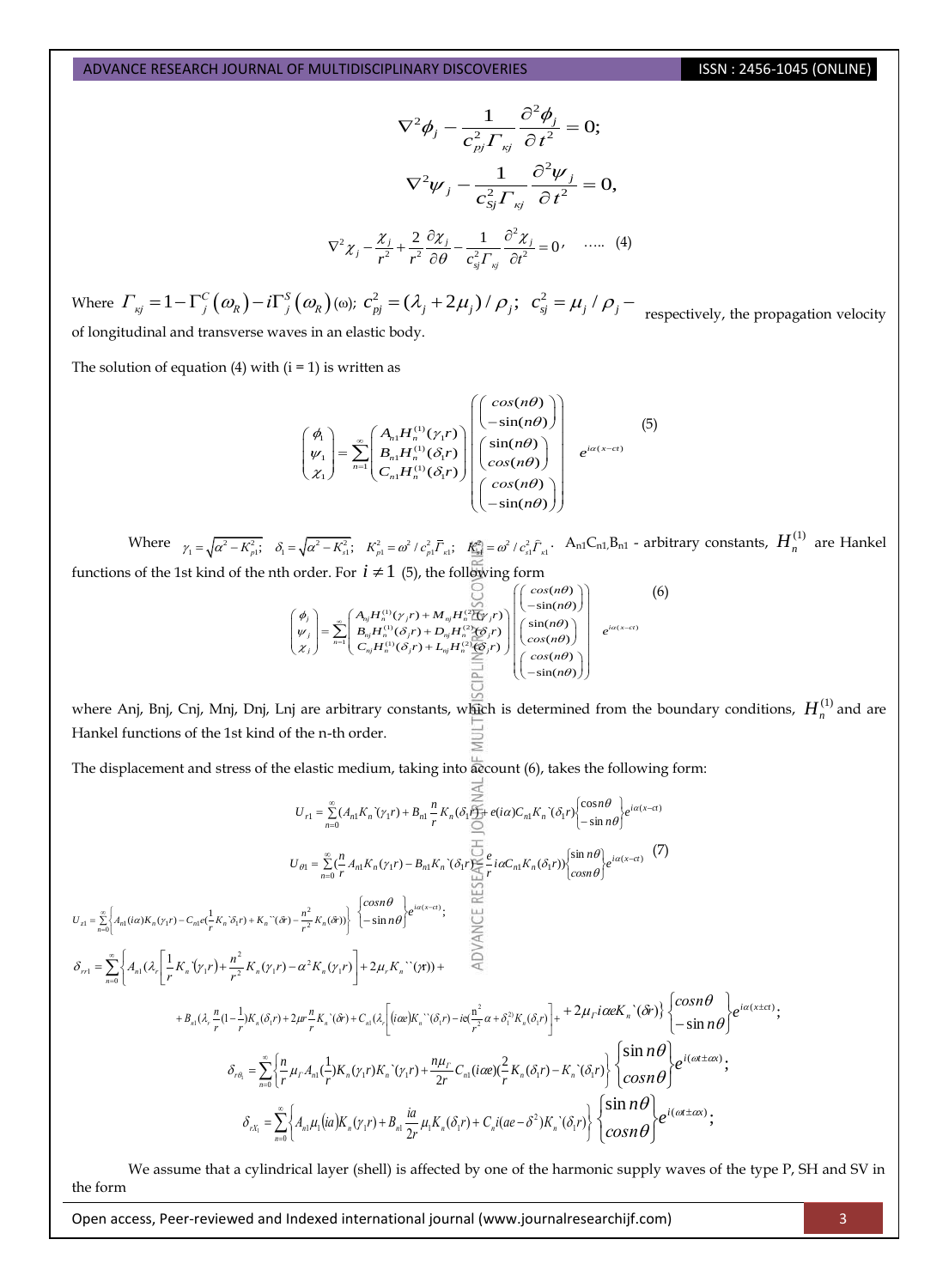$$\nabla^2\phi_j - \frac{1}{c_{pj}^2 \Gamma_{\kappa j}} \frac{\partial^2 \phi_j}{\partial t^2} = 0;$$

$$\nabla^2\psi_j - \frac{1}{c_{Sj}^2 \Gamma_{\kappa j}} \frac{\partial^2 \psi_j}{\partial t^2} = 0,$$

$$\nabla^2\chi_j - \frac{\chi_j}{r^2} + \frac{2}{r^2}\frac{\partial \chi_j}{\partial \theta} - \frac{1}{c_{sj}^2 \Gamma_{\kappa j}} \frac{\partial^2 \chi_j}{\partial t^2} = 0, \quad \text{.....} \quad (4)$$

Where $\Gamma_{\kappa j} = 1 - \Gamma_j^C(\omega_R) - i\Gamma_j^S(\omega_R)(\omega)$; $c_{pj}^2 = (\lambda_j + 2\mu_j)/\rho_j$; $c_{sj}^2 = \mu_j/\rho_j$ – respectively, the propagation velocity of longitudinal and transverse waves in an elastic body.

The solution of equation (4) with (i = 1) is written as

$$\begin{pmatrix} \phi_1 \\ \psi_1 \\ \chi_1 \end{pmatrix} = \sum_{n=1}^{\infty} \begin{pmatrix} A_{n1}H_n^{(1)}(\gamma_1 r) \\ B_{n1}H_n^{(1)}(\delta_1 r) \\ C_{n1}H_n^{(1)}(\delta_1 r) \end{pmatrix} \begin{pmatrix} \begin{pmatrix} cos(n\theta) \\ -\sin(n\theta) \end{pmatrix} \\ \begin{pmatrix} \sin(n\theta) \\ cos(n\theta) \end{pmatrix} \\ \begin{pmatrix} cos(n\theta) \\ -\sin(n\theta) \end{pmatrix} \end{pmatrix} e^{i\alpha(x-ct)} \quad (5)$$

Where $\gamma_1 = \sqrt{\alpha^2 - K_{p1}^2}$; $\delta_1 = \sqrt{\alpha^2 - K_{s1}^2}$; $K_{p1}^2 = \omega^2 / c_{p1}^2 \bar{\Gamma}_{\kappa 1}$; $K_{s1}^2 = \omega^2 / c_{s1}^2 \bar{\Gamma}_{\kappa 1}$. $A_{n1}C_{n1},B_{n1}$ - arbitrary constants, $H_n^{(1)}$ are Hankel functions of the 1st kind of the nth order. For $i \neq 1$ (5), the following form

$$\begin{pmatrix} \phi_j \\ \psi_j \\ \chi_j \end{pmatrix} = \sum_{n=1}^{\infty} \begin{pmatrix} A_{nj}H_n^{(1)}(\gamma_j r) + M_{nj}H_n^{(2)}(\gamma_j r) \\ B_{nj}H_n^{(1)}(\delta_j r) + D_{nj}H_n^{(2)}(\delta_j r) \\ C_{nj}H_n^{(1)}(\delta_j r) + L_{nj}H_n^{(2)}(\delta_j r) \end{pmatrix} \begin{pmatrix} \begin{pmatrix} cos(n\theta) \\ -\sin(n\theta) \end{pmatrix} \\ \begin{pmatrix} \sin(n\theta) \\ cos(n\theta) \end{pmatrix} \\ \begin{pmatrix} cos(n\theta) \\ -\sin(n\theta) \end{pmatrix} \end{pmatrix} e^{i\alpha(x-ct)} \quad (6)$$

where Anj, Bnj, Cnj, Mnj, Dnj, Lnj are arbitrary constants, which is determined from the boundary conditions, $H_n^{(1)}$ and are Hankel functions of the 1st kind of the n-th order.

The displacement and stress of the elastic medium, taking into account (6), takes the following form:

$$U_{r1} = \sum_{n=0}^{\infty}(A_{n1}K_n`(\gamma_1 r) + B_{n1}\frac{n}{r}K_n(\delta_1 r) + e(i\alpha)C_{n1}K_n`(\delta_1 r)\begin{Bmatrix} \cos n\theta \\ -\sin n\theta \end{Bmatrix} e^{i\alpha(x-ct)}$$

$$U_{\theta 1} = \sum_{n=0}^{\infty}(\frac{n}{r}A_{n1}K_n(\gamma_1 r) - B_{n1}K_n`(\delta_1 r) - \frac{e}{r}i\alpha C_{n1}K_n(\delta_1 r))\begin{Bmatrix} \sin n\theta \\ cos n\theta \end{Bmatrix} e^{i\alpha(x-ct)} \quad (7)$$

$$U_{z1} = \sum_{n=0}^{\infty}\left\{A_{n1}(i\alpha)K_n(\gamma_1 r) - C_{n1}e(\frac{1}{r}K_n`\delta_1 r) + K_n``(\delta r) - \frac{n^2}{r^2}K_n(\delta r))\right\}\begin{Bmatrix} cos n\theta \\ -\sin n\theta \end{Bmatrix} e^{i\alpha(x-ct)};$$

$$\delta_{rr1} = \sum_{n=0}^{\infty}\left\{A_{n1}(\lambda_r\left[\frac{1}{r}K_n`(\gamma_1 r) + \frac{n^2}{r^2}K_n(\gamma_1 r) - \alpha^2 K_n(\gamma_1 r)\right] + 2\mu_r K_n``(\gamma r)) + \right.$$

$$\left. + B_{n1}(\lambda_r\frac{n}{r}(1-\frac{1}{r})K_n(\delta_1 r) + 2\mu r\frac{n}{r}K_n`(\delta r) + C_{n1}(\lambda_r\left[(i\alpha e)K_n``(\delta_1 r) - ie(\frac{n^2}{r^2}\alpha + \delta_1^2)K_n(\delta_1 r)\right] + 2\mu_\Gamma i\alpha e K_n`(\delta r)\right\}\begin{Bmatrix} cos n\theta \\ -\sin n\theta \end{Bmatrix} e^{i\alpha(x \pm ct)};$$

$$\delta_{r\theta_1} = \sum_{n=0}^{\infty}\left\{\frac{n}{r}\mu_\Gamma A_{n1}(\frac{1}{r})K_n(\gamma_1 r)K_n`(\gamma_1 r) + \frac{n\mu_\Gamma}{2r}C_{n1}(i\alpha e)(\frac{2}{r}K_n(\delta_1 r) - K_n`(\delta_1 r)\right\}\begin{Bmatrix} \sin n\theta \\ cos n\theta \end{Bmatrix} e^{i(\omega t \pm \alpha x)};$$

$$\delta_{rX_1} = \sum_{n=0}^{\infty}\left\{A_{n1}\mu_1(ia)K_n(\gamma_1 r) + B_{n1}\frac{ia}{2r}\mu_1 K_n(\delta_1 r) + C_n i(ae - \delta^2)K_n`(\delta_1 r)\right\}\begin{Bmatrix} \sin n\theta \\ cos n\theta \end{Bmatrix} e^{i(\omega t \pm \alpha x)};$$

We assume that a cylindrical layer (shell) is affected by one of the harmonic supply waves of the type P, SH and SV in the form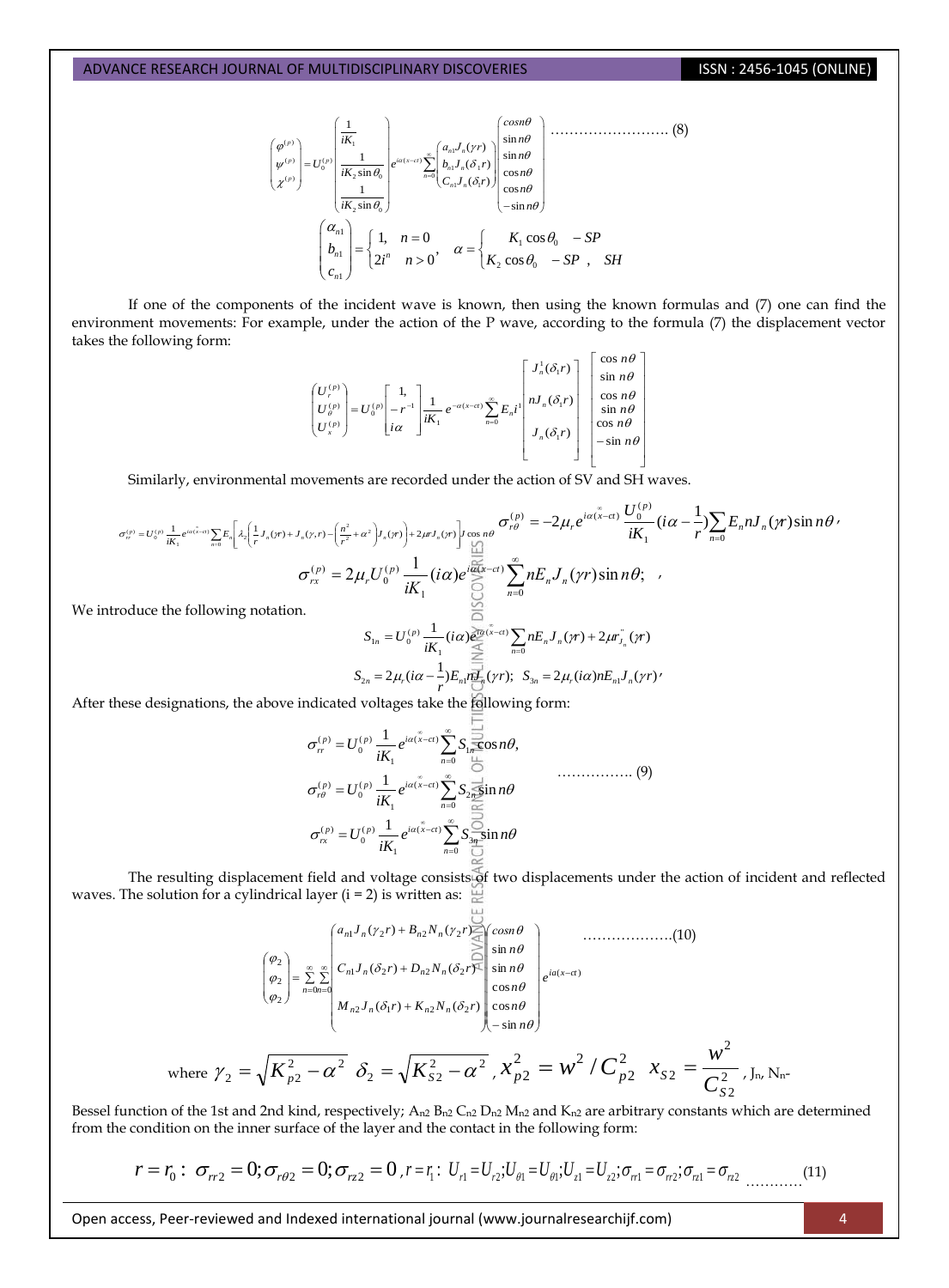$$\begin{pmatrix} \varphi^{(p)} \\ \psi^{(p)} \\ \chi^{(p)} \end{pmatrix} = U_0^{(p)} \begin{pmatrix} \frac{1}{iK_1} \\ \frac{1}{iK_2 \sin\theta_0} \\ \frac{1}{iK_2 \sin\theta_0} \end{pmatrix} e^{i\alpha(x-ct)} \sum_{n=0}^{\infty} \begin{pmatrix} a_{n1} J_n(\gamma r) \\ b_{n1} J_n(\delta_1 r) \\ C_{n1} J_n(\delta_1 r) \end{pmatrix} \begin{pmatrix} \cos n\theta \\ \sin n\theta \\ \sin n\theta \\ \cos n\theta \\ \cos n\theta \\ -\sin n\theta \end{pmatrix} \quad \ldots\ldots\ldots\ldots\ldots\ldots\ldots (8)$$

$$\begin{pmatrix} \alpha_{n1} \\ b_{n1} \\ c_{n1} \end{pmatrix} = \begin{cases} 1, & n = 0 \\ 2i^n & n > 0 \end{cases}, \quad \alpha = \begin{cases} K_1 \cos\theta_0 & -SP \\ K_2 \cos\theta_0 & -SP\ , \ SH \end{cases}$$

If one of the components of the incident wave is known, then using the known formulas and (7) one can find the environment movements: For example, under the action of the P wave, according to the formula (7) the displacement vector takes the following form:

$$\begin{pmatrix} U_r^{(p)} \\ U_\theta^{(p)} \\ U_x^{(p)} \end{pmatrix} = U_0^{(p)} \begin{bmatrix} 1, \\ -r^{-1} \\ i\alpha \end{bmatrix} \frac{1}{iK_1} e^{-\alpha(x-ct)} \sum_{n=0}^{\infty} E_n i^1 \begin{bmatrix} J_n^1(\delta_1 r) \\ nJ_n(\delta_1 r) \\ J_n(\delta_1 r) \end{bmatrix} \begin{bmatrix} \cos n\theta \\ \sin n\theta \\ \cos n\theta \\ \sin n\theta \\ \cos n\theta \\ -\sin n\theta \end{bmatrix}$$

Similarly, environmental movements are recorded under the action of SV and SH waves.

$$\sigma_{rr}^{(p)} = U_0^{(p)} \frac{1}{iK_1} e^{i\alpha(\overset{\infty}{x}-ct)} \sum_{n=0} E_n \left[ \lambda_2 \left( \frac{1}{r} J_n(\gamma r) + J_n(\gamma_r r) - \left( \frac{n^2}{r^2} + \alpha^2 \right) J_n(\gamma r) \right) + 2\mu r J_n(\gamma r) \right] J \cos n\theta \quad \sigma_{r\theta}^{(p)} = -2\mu_r e^{i\alpha(\overset{\infty}{x}-ct)} \frac{U_0^{(p)}}{iK_1} (i\alpha - \frac{1}{r}) \sum_{n=0} E_n n J_n(\gamma r) \sin n\theta,$$

$$\sigma_{rx}^{(p)} = 2\mu_r U_0^{(p)} \frac{1}{iK_1} (i\alpha) e^{i\alpha(\overset{\infty}{x}-ct)} \sum_{n=0}^{\infty} n E_n J_n(\gamma r) \sin n\theta; \quad ,$$

We introduce the following notation.

$$S_{1n} = U_0^{(p)} \frac{1}{iK_1} (i\alpha) e^{i\alpha(\overset{\infty}{x}-ct)} \sum_{n=0} n E_n J_n(\gamma r) + 2\mu r_{J_n}^{''}(\gamma r)$$

$$S_{2n} = 2\mu_r (i\alpha - \frac{1}{r}) E_{n1} n J_n(\gamma r); \quad S_{3n} = 2\mu_r (i\alpha) n E_{n1} J_n(\gamma r),$$

After these designations, the above indicated voltages take the following form:

$$\begin{aligned} \sigma_{rr}^{(p)} &= U_0^{(p)} \frac{1}{iK_1} e^{i\alpha(\overset{\infty}{x}-ct)} \sum_{n=0}^{\infty} S_{1n} \cos n\theta, \\ \sigma_{r\theta}^{(p)} &= U_0^{(p)} \frac{1}{iK_1} e^{i\alpha(\overset{\infty}{x}-ct)} \sum_{n=0}^{\infty} S_{2n} \sin n\theta \\ \sigma_{rx}^{(p)} &= U_0^{(p)} \frac{1}{iK_1} e^{i\alpha(\overset{\infty}{x}-ct)} \sum_{n=0}^{\infty} S_{3n} \sin n\theta \end{aligned} \quad \ldots\ldots\ldots\ldots\ldots (9)$$

The resulting displacement field and voltage consists of two displacements under the action of incident and reflected waves. The solution for a cylindrical layer (i = 2) is written as:

$$\begin{pmatrix} \varphi_2 \\ \varphi_2 \\ \varphi_2 \end{pmatrix} = \sum_{n=0}^{\infty} \sum_{n=0}^{\infty} \begin{pmatrix} a_{n1} J_n(\gamma_2 r) + B_{n2} N_n(\gamma_2 r) \\ C_{n1} J_n(\delta_2 r) + D_{n2} N_n(\delta_2 r) \\ M_{n2} J_n(\delta_1 r) + K_{n2} N_n(\delta_2 r) \end{pmatrix} \begin{pmatrix} \cos n\theta \\ \sin n\theta \\ \sin n\theta \\ \cos n\theta \\ \cos n\theta \\ -\sin n\theta \end{pmatrix} e^{i\alpha(x-ct)} \quad \ldots\ldots\ldots\ldots\ldots\ldots (10)$$

where $\gamma_2 = \sqrt{K_{p2}^2 - \alpha^2}$ $\delta_2 = \sqrt{K_{S2}^2 - \alpha^2}$, $x_{p2}^2 = w^2 / C_{p2}^2$ $x_{S2} = \frac{w^2}{C_{S2}^2}$, $J_n$, $N_n$- Bessel function of the 1st and 2nd kind, respectively; $A_{n2}$ $B_{n2}$ $C_{n2}$ $D_{n2}$ $M_{n2}$ and $K_{n2}$ are arbitrary constants which are determined from the condition on the inner surface of the layer and the contact in the following form:

$$r = r_0: \ \sigma_{rr2} = 0; \sigma_{r\theta 2} = 0; \sigma_{rz2} = 0, \ r = r_1: \ U_{r1} = U_{r2}; U_{\theta 1} = U_{\theta 1}; U_{z1} = U_{z2}; \sigma_{rr1} = \sigma_{rr2}; \sigma_{rz1} = \sigma_{rz2} \quad \ldots\ldots\ldots\ldots (11)$$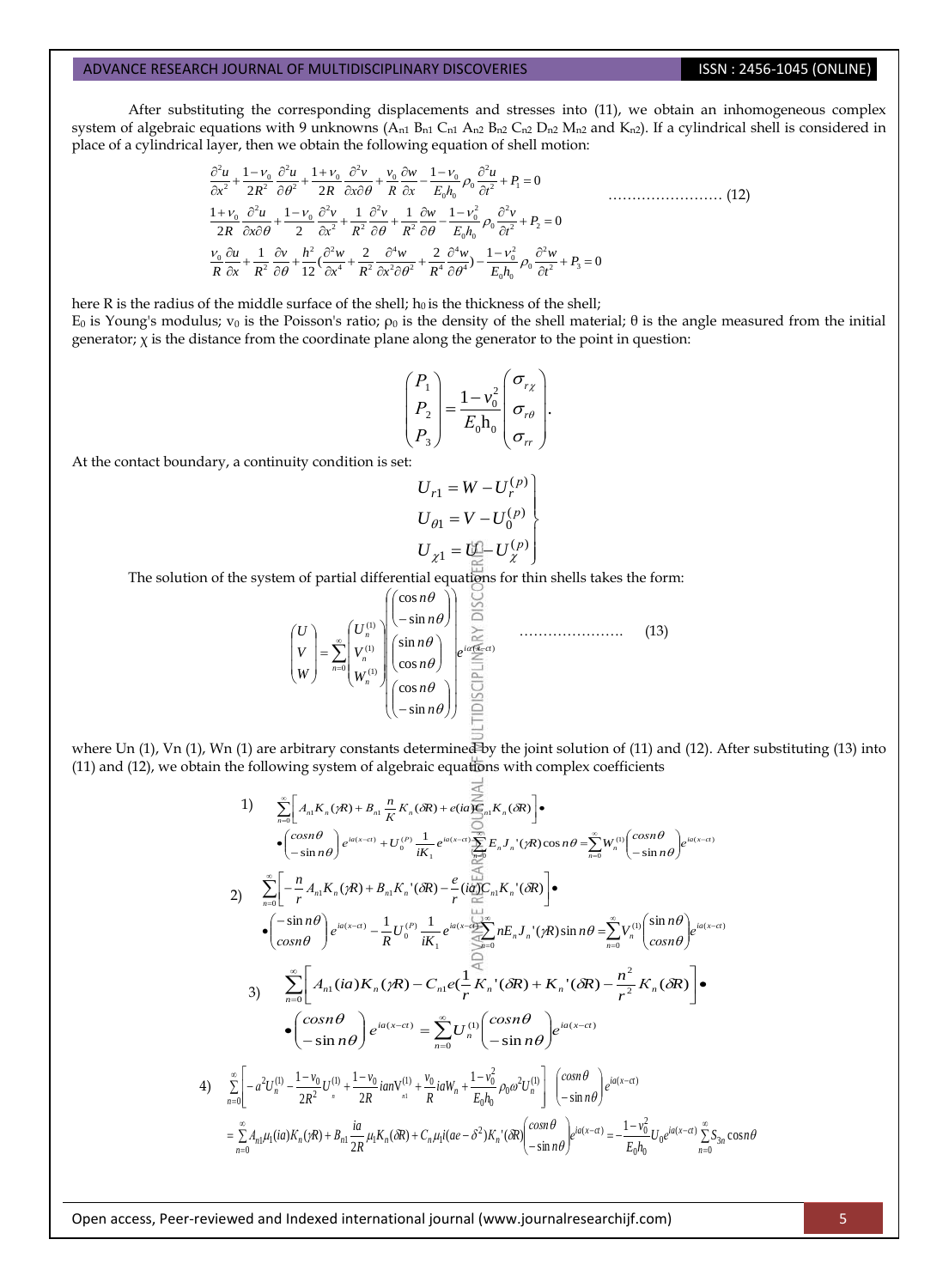After substituting the corresponding displacements and stresses into (11), we obtain an inhomogeneous complex system of algebraic equations with 9 unknowns ($A_{n1}$ $B_{n1}$ $C_{n1}$ $A_{n2}$ $B_{n2}$ $C_{n2}$ $D_{n2}$ $M_{n2}$ and $K_{n2}$). If a cylindrical shell is considered in place of a cylindrical layer, then we obtain the following equation of shell motion:

$$
\begin{aligned}
&\frac{\partial^2 u}{\partial x^2}+\frac{1-\nu_0}{2R^2}\frac{\partial^2 u}{\partial \theta^2}+\frac{1+\nu_0}{2R}\frac{\partial^2 v}{\partial x\partial \theta}+\frac{\nu_0}{R}\frac{\partial w}{\partial x}-\frac{1-\nu_0}{E_0 h_0}\rho_0\frac{\partial^2 u}{\partial t^2}+P_1=0\\
&\frac{1+\nu_0}{2R}\frac{\partial^2 u}{\partial x\partial \theta}+\frac{1-\nu_0}{2}\frac{\partial^2 v}{\partial x^2}+\frac{1}{R^2}\frac{\partial^2 v}{\partial \theta}+\frac{1}{R^2}\frac{\partial w}{\partial \theta}-\frac{1-\nu_0^2}{E_0 h_0}\rho_0\frac{\partial^2 v}{\partial t^2}+P_2=0\\
&\frac{\nu_0}{R}\frac{\partial u}{\partial x}+\frac{1}{R^2}\frac{\partial v}{\partial \theta}+\frac{h^2}{12}\left(\frac{\partial^2 w}{\partial x^4}+\frac{2}{R^2}\frac{\partial^4 w}{\partial x^2\partial \theta^2}+\frac{2}{R^4}\frac{\partial^4 w}{\partial \theta^4}\right)-\frac{1-\nu_0^2}{E_0 h_0}\rho_0\frac{\partial^2 w}{\partial t^2}+P_3=0
\end{aligned}
\qquad \text{……………………… (12)}
$$

here R is the radius of the middle surface of the shell; $h_0$ is the thickness of the shell;
$E_0$ is Young's modulus; $v_0$ is the Poisson's ratio; $\rho_0$ is the density of the shell material; θ is the angle measured from the initial generator; χ is the distance from the coordinate plane along the generator to the point in question:

$$
\begin{pmatrix} P_1 \\ P_2 \\ P_3 \end{pmatrix}=\frac{1-\nu_0^2}{E_0 \mathrm{h}_0}\begin{pmatrix} \sigma_{r\chi} \\ \sigma_{r\theta} \\ \sigma_{rr} \end{pmatrix}.
$$

At the contact boundary, a continuity condition is set:

$$
\left.\begin{aligned}
U_{r1} &= W-U_r^{(p)}\\
U_{\theta 1} &= V-U_0^{(p)}\\
U_{\chi 1} &= U-U_\chi^{(p)}
\end{aligned}\right\}
$$

The solution of the system of partial differential equations for thin shells takes the form:

$$
\begin{pmatrix} U \\ V \\ W \end{pmatrix}=\sum_{n=0}^{\infty}\begin{pmatrix} U_n^{(1)} \\ V_n^{(1)} \\ W_n^{(1)} \end{pmatrix}\begin{pmatrix} \begin{pmatrix} \cos n\theta \\ -\sin n\theta \end{pmatrix} \\ \begin{pmatrix} \sin n\theta \\ \cos n\theta \end{pmatrix} \\ \begin{pmatrix} \cos n\theta \\ -\sin n\theta \end{pmatrix} \end{pmatrix} e^{ia(x-ct)} \qquad \text{…………………. (13)}
$$

where Un (1), Vn (1), Wn (1) are arbitrary constants determined by the joint solution of (11) and (12). After substituting (13) into (11) and (12), we obtain the following system of algebraic equations with complex coefficients

1)
$$
\sum_{n=0}^{\infty}\left[A_{n1}K_n(\gamma R)+B_{n1}\frac{n}{K}K_n(\delta R)+e(ia)C_{n1}K_n(\delta R)\right]\bullet
$$
$$
\bullet\begin{pmatrix} \cos n\theta \\ -\sin n\theta \end{pmatrix}e^{ia(x-ct)}+U_0^{(P)}\frac{1}{iK_1}e^{ia(x-ct)}\sum_{n=0}^{\infty}E_n J_n{}'(\gamma R)\cos n\theta=\sum_{n=0}^{\infty}W_n^{(1)}\begin{pmatrix} \cos n\theta \\ -\sin n\theta \end{pmatrix}e^{ia(x-ct)}
$$

2)
$$
\sum_{n=0}^{\infty}\left[-\frac{n}{r}A_{n1}K_n(\gamma R)+B_{n1}K_n{}'(\delta R)-\frac{e}{r}(ia)C_{n1}K_n{}'(\delta R)\right]\bullet
$$
$$
\bullet\begin{pmatrix} -\sin n\theta \\ \cos n\theta \end{pmatrix}e^{ia(x-ct)}-\frac{1}{R}U_0^{(P)}\frac{1}{iK_1}e^{ia(x-ct)}\sum_{n=0}^{\infty}nE_n J_n{}'(\gamma R)\sin n\theta=\sum_{n=0}^{\infty}V_n^{(1)}\begin{pmatrix} \sin n\theta \\ \cos n\theta \end{pmatrix}e^{ia(x-ct)}
$$

3)
$$
\sum_{n=0}^{\infty}\left[A_{n1}(ia)K_n(\gamma R)-C_{n1}e\left(\frac{1}{r}K_n{}'(\delta R)+K_n{}'(\delta R)-\frac{n^2}{r^2}K_n(\delta R)\right)\right]\bullet
$$
$$
\bullet\begin{pmatrix} \cos n\theta \\ -\sin n\theta \end{pmatrix}e^{ia(x-ct)}=\sum_{n=0}^{\infty}U_n^{(1)}\begin{pmatrix} \cos n\theta \\ -\sin n\theta \end{pmatrix}e^{ia(x-ct)}
$$

4)
$$
\sum_{n=0}^{\infty}\left[-a^2U_n^{(1)}-\frac{1-\nu_0}{2R^2}U_n^{(1)}+\frac{1-\nu_0}{2R}ianV_{n1}^{(1)}+\frac{\nu_0}{R}iaW_n+\frac{1-\nu_0^2}{E_0 h_0}\rho_0\omega^2U_n^{(1)}\right]\begin{pmatrix} \cos n\theta \\ -\sin n\theta \end{pmatrix}e^{ia(x-ct)}
$$
$$
=\sum_{n=0}^{\infty}A_{n1}\mu_1(ia)K_n(\gamma R)+B_{n1}\frac{ia}{2R}\mu_1K_n(\delta R)+C_n\mu_1 i(ae-\delta^2)K_n{}'(\delta R)\begin{pmatrix} \cos n\theta \\ -\sin n\theta \end{pmatrix}e^{ia(x-ct)}=-\frac{1-\nu_0^2}{E_0 h_0}U_0e^{ia(x-ct)}\sum_{n=0}^{\infty}S_{3n}\cos n\theta
$$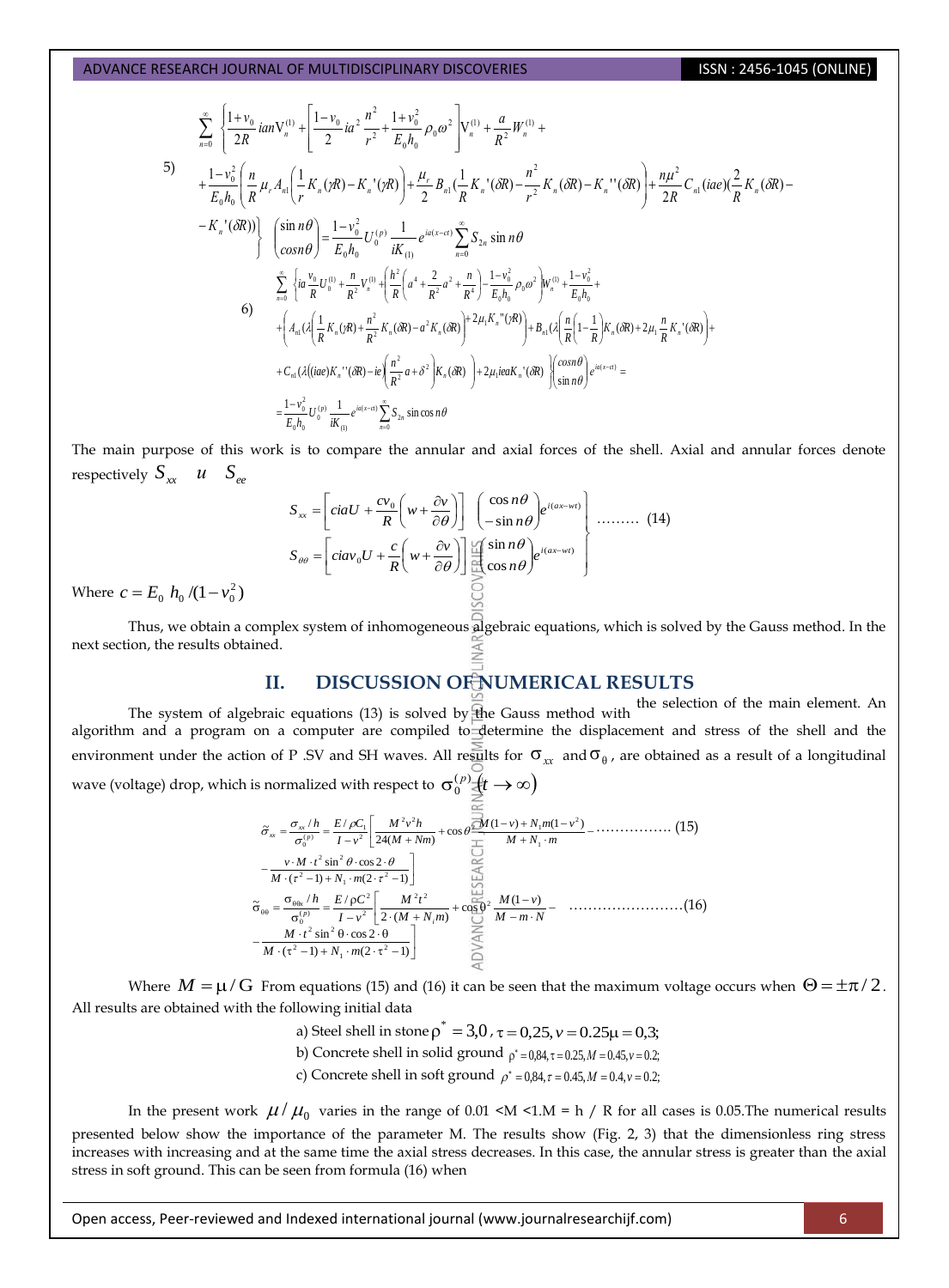$$
5)\quad \sum_{n=0}^{\infty}\left\{\frac{1+v_0}{2R}ian\mathrm{V}_n^{(1)}+\left[\frac{1-v_0}{2}ia^2\frac{n^2}{r^2}+\frac{1+v_0^2}{E_0h_0}\rho_0\omega^2\right]\mathrm{V}_n^{(1)}+\frac{a}{R^2}W_n^{(1)}+\right.
$$

$$
+\frac{1-v_0^2}{E_0h_0}\left(\frac{n}{R}\mu_r A_{n1}\left(\frac{1}{r}K_n(\gamma R)-K_n'(\gamma R)\right)+\frac{\mu_r}{2}B_{n1}\left(\frac{1}{R}K_n'(\delta R)-\frac{n^2}{r^2}K_n(\delta R)-K_n''(\delta R)\right)+\frac{n\mu^2}{2R}C_{n1}(iae)\left(\frac{2}{R}K_n(\delta R)-\right.\right.
$$

$$
\left.\left.\left.-K_n'(\delta R)\right)\right\}\begin{pmatrix}\sin n\theta\\ \cos n\theta\end{pmatrix}=\frac{1-v_0^2}{E_0h_0}U_0^{(p)}\frac{1}{iK_{(1)}}e^{ia(x-ct)}\sum_{n=0}^{\infty}S_{2n}\sin n\theta
$$

$$
6)\quad \sum_{n=0}^{\infty}\left\{ia\frac{v_0}{R}U_0^{(1)}+\frac{n}{R^2}V_n^{(1)}+\left(\frac{h^2}{R}\left(a^4+\frac{2}{R^2}a^2+\frac{n}{R^4}\right)-\frac{1-v_0^2}{E_0h_0}\rho_0\omega^2\right)W_n^{(1)}+\frac{1-v_0^2}{E_0h_0}+\right.
$$

$$
+\left(A_{n1}\left(\lambda\left(\frac{1}{R}K_n(\gamma R)+\frac{n^2}{R^2}K_n(\delta R)-a^2K_n(\delta R)\right)+2\mu_1K_n''(\gamma R)\right)+B_{n1}\left(\lambda\left(\frac{n}{R}\left(1-\frac{1}{R}\right)K_n(\delta R)+2\mu_1\frac{n}{R}K_n'(\delta R)\right)+\right.\right.
$$

$$
\left.\left.+C_{n1}\left(\lambda\left((iae)K_n''(\delta R)-ie\right)\left(\frac{n^2}{R^2}a+\delta^2\right)K_n(\delta R)\right)+2\mu_1ieaK_n'(\delta R)\right\}\begin{pmatrix}\cos n\theta\\ \sin n\theta\end{pmatrix}e^{ia(x-ct)}=
$$

$$
=\frac{1-v_0^2}{E_0h_0}U_0^{(p)}\frac{1}{iK_{(1)}}e^{ia(x-ct)}\sum_{n=0}^{\infty}S_{2n}\sin\cos n\theta
$$

The main purpose of this work is to compare the annular and axial forces of the shell. Axial and annular forces denote respectively $S_{xx}$ *u* $S_{ee}$

$$
\left.\begin{aligned}
S_{xx}&=\left[ciaU+\frac{cv_0}{R}\left(w+\frac{\partial v}{\partial\theta}\right)\right]\begin{pmatrix}\cos n\theta\\ -\sin n\theta\end{pmatrix}e^{i(ax-wt)}\\
S_{\theta\theta}&=\left[ciav_0U+\frac{c}{R}\left(w+\frac{\partial v}{\partial\theta}\right)\right]\begin{pmatrix}\sin n\theta\\ \cos n\theta\end{pmatrix}e^{i(ax-wt)}
\end{aligned}\right\}\quad\ldots\ldots\ldots (14)
$$

Where $c=E_0\,h_0/(1-v_0^2)$

Thus, we obtain a complex system of inhomogeneous algebraic equations, which is solved by the Gauss method. In the next section, the results obtained.

## II. DISCUSSION OF NUMERICAL RESULTS

The system of algebraic equations (13) is solved by the Gauss method with the selection of the main element. An algorithm and a program on a computer are compiled to determine the displacement and stress of the shell and the environment under the action of P .SV and SH waves. All results for $\sigma_{xx}$ and $\sigma_{\theta}$, are obtained as a result of a longitudinal wave (voltage) drop, which is normalized with respect to $\sigma_0^{(p)}(t\rightarrow\infty)$

$$
\tilde{\sigma}_{xx}=\frac{\sigma_{xx}/h}{\sigma_0^{(p)}}=\frac{E/\rho C_1}{I-v^2}\left[\frac{M^2v^2h}{24(M+Nm)}+\cos\theta^2\frac{M(1-v)+N_1m(1-v^2)}{M+N_1\cdot m}-\right.\ldots\ldots\ldots\ldots\ldots\ldots (15)
$$

$$
\left.-\frac{v\cdot M\cdot t^2\sin^2\theta\cdot\cos2\cdot\theta}{M\cdot(\tau^2-1)+N_1\cdot m(2\cdot\tau^2-1)}\right]
$$

$$
\tilde{\sigma}_{\theta\theta}=\frac{\sigma_{\theta\theta x}/h}{\sigma_0^{(p)}}=\frac{E/\rho C^2}{I-v^2}\left[\frac{M^2t^2}{2\cdot(M+N_1m)}+\cos\theta^2\frac{M(1-v)}{M-m\cdot N}-\right.\ldots\ldots\ldots\ldots\ldots\ldots\ldots\ldots (16)
$$

$$
\left.-\frac{M\cdot t^2\sin^2\theta\cdot\cos2\cdot\theta}{M\cdot(\tau^2-1)+N_1\cdot m(2\cdot\tau^2-1)}\right]
$$

Where $M=\mu/G$ From equations (15) and (16) it can be seen that the maximum voltage occurs when $\Theta=\pm\pi/2$. All results are obtained with the following initial data

a) Steel shell in stone $\rho^*=3{,}0$, $\tau=0{,}25, v=0.25\mu=0{,}3;$

b) Concrete shell in solid ground $\rho^*=0{,}84, \tau=0.25, M=0.45, v=0.2;$

c) Concrete shell in soft ground $\rho^*=0{,}84, \tau=0.45, M=0.4, v=0.2;$

In the present work $\mu/\mu_0$ varies in the range of 0.01 <M <1.M = h / R for all cases is 0.05.The numerical results presented below show the importance of the parameter M. The results show (Fig. 2, 3) that the dimensionless ring stress increases with increasing and at the same time the axial stress decreases. In this case, the annular stress is greater than the axial stress in soft ground. This can be seen from formula (16) when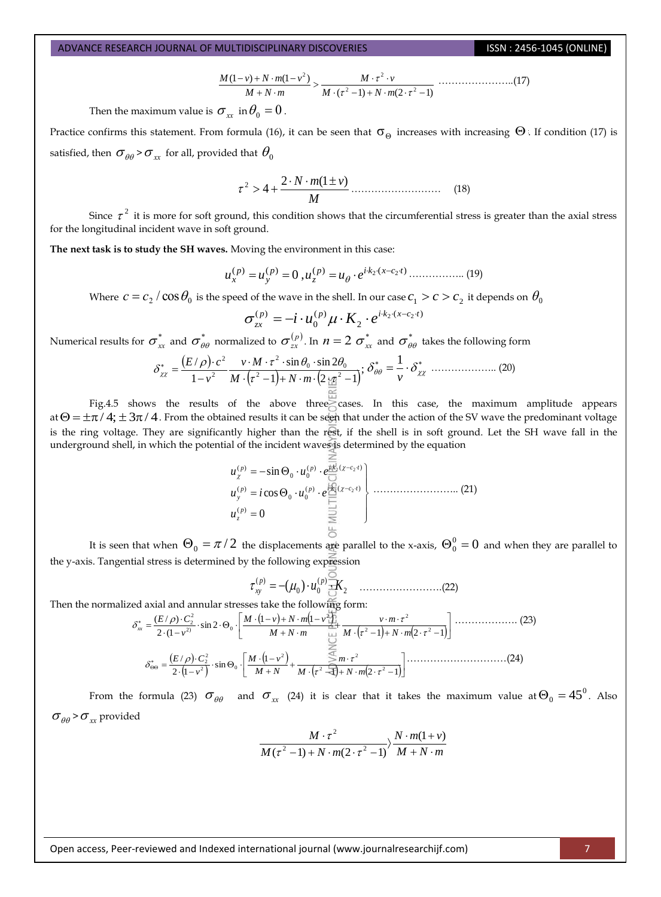$$\frac{M(1-v)+N\cdot m(1-v^2)}{M+N\cdot m} > \frac{M\cdot\tau^2\cdot v}{M\cdot(\tau^2-1)+N\cdot m(2\cdot\tau^2-1)} \quad \text{..................(17)}$$

Then the maximum value is $\sigma_{xx}$ in $\theta_0 = 0$.

Practice confirms this statement. From formula (16), it can be seen that $\sigma_\Theta$ increases with increasing $\Theta$. If condition (17) is satisfied, then $\sigma_{\theta\theta} > \sigma_{xx}$ for all, provided that $\theta_0$

$$\tau^2 > 4 + \frac{2\cdot N\cdot m(1\pm v)}{M} \quad \text{.......................... (18)}$$

Since $\tau^2$ it is more for soft ground, this condition shows that the circumferential stress is greater than the axial stress for the longitudinal incident wave in soft ground.

**The next task is to study the SH waves.** Moving the environment in this case:

$$u_x^{(p)} = u_y^{(p)} = 0 \, , u_z^{(p)} = u_\theta \cdot e^{i\cdot k_2\cdot(x-c_2\cdot t)} \quad \text{................ (19)}$$

Where $c = c_2/\cos\theta_0$ is the speed of the wave in the shell. In our case $c_1 > c > c_2$ it depends on $\theta_0$

$$\sigma_{zx}^{(p)} = -i\cdot u_0^{(p)}\mu\cdot K_2\cdot e^{i\cdot k_2\cdot(x-c_2\cdot t)}$$

Numerical results for $\sigma_{xx}^*$ and $\sigma_{\theta\theta}^*$ normalized to $\sigma_{zx}^{(p)}$. In $n=2$ $\sigma_{xx}^*$ and $\sigma_{\theta\theta}^*$ takes the following form

$$\delta_{\chi\chi}^* = \frac{(E/\rho)\cdot c^2}{1-v^2}\frac{v\cdot M\cdot\tau^2\cdot\sin\theta_0\cdot\sin 2\theta_0}{M\cdot(\tau^2-1)+N\cdot m\cdot(2\cdot\tau^2-1)};\ \delta_{\theta\theta}^* = \frac{1}{v}\cdot\delta_{\chi\chi}^* \quad \text{.................. (20)}$$

Fig.4.5 shows the results of the above three cases. In this case, the maximum amplitude appears at $\Theta = \pm\pi/4; \pm 3\pi/4$. From the obtained results it can be seen that under the action of the SV wave the predominant voltage is the ring voltage. They are significantly higher than the rest, if the shell is in soft ground. Let the SH wave fall in the underground shell, in which the potential of the incident waves is determined by the equation

$$\left.\begin{aligned} u_\chi^{(p)} &= -\sin\Theta_0\cdot u_0^{(p)}\cdot e^{i\cdot k_2\cdot(\chi-c_2\cdot t)} \\ u_y^{(p)} &= i\cos\Theta_0\cdot u_0^{(p)}\cdot e^{i\cdot k_2\cdot(\chi-c_2\cdot t)} \\ u_z^{(p)} &= 0 \end{aligned}\right\} \quad \text{........................ (21)}$$

It is seen that when $\Theta_0 = \pi/2$ the displacements are parallel to the x-axis, $\Theta_0^0 = 0$ and when they are parallel to the y-axis. Tangential stress is determined by the following expression

$$\tau_{xy}^{(p)} = -(\mu_0)\cdot u_0^{(p)}\cdot K_2 \quad \text{........................(22)}$$

Then the normalized axial and annular stresses take the following form:

$$\delta_{xx}^* = \frac{(E/\rho)\cdot C_2^2}{2\cdot(1-v^2)}\cdot\sin 2\cdot\Theta_0\cdot\left[\frac{M\cdot(1-v)+N\cdot m(1-v^2)}{M+N\cdot m} + \frac{v\cdot m\cdot\tau^2}{M\cdot(\tau^2-1)+N\cdot m(2\cdot\tau^2-1)}\right] \quad \text{.................. (23)}$$

$$\delta_{\Theta\Theta}^* = \frac{(E/\rho)\cdot C_2^2}{2\cdot(1-v^2)}\cdot\sin\Theta_0\cdot\left[\frac{M\cdot(1-v^2)}{M+N} + \frac{m\cdot\tau^2}{M\cdot(\tau^2-1)+N\cdot m(2\cdot\tau^2-1)}\right] \quad \text{.............................(24)}$$

From the formula (23) $\sigma_{\theta\theta}$ and $\sigma_{xx}$ (24) it is clear that it takes the maximum value at $\Theta_0 = 45^0$. Also $\sigma_{\theta\theta} > \sigma_{xx}$ provided

$$\frac{M\cdot\tau^2}{M(\tau^2-1)+N\cdot m(2\cdot\tau^2-1)} \rangle \frac{N\cdot m(1+v)}{M+N\cdot m}$$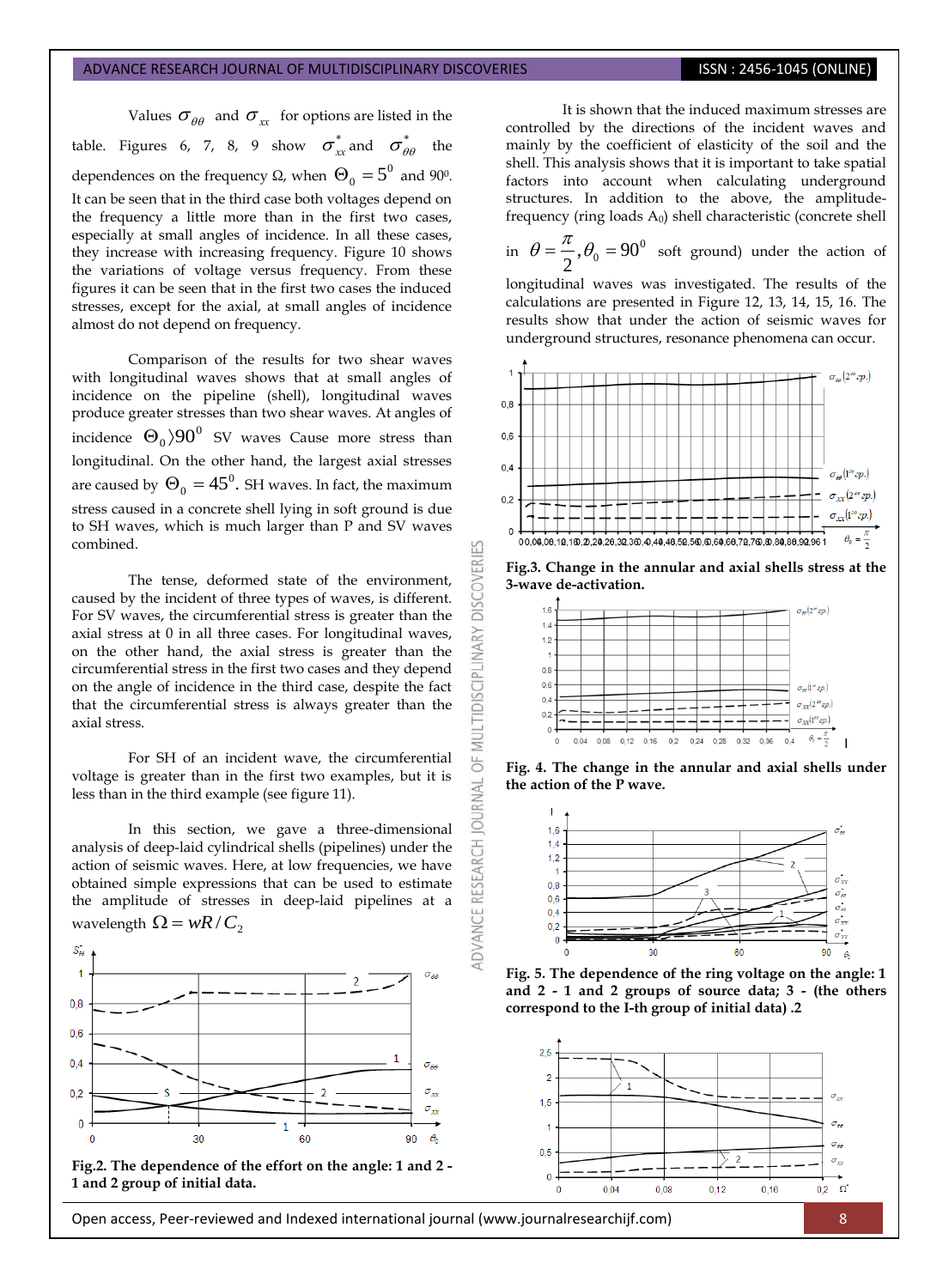Values $\sigma_{\theta\theta}$ and $\sigma_{xx}$ for options are listed in the table. Figures 6, 7, 8, 9 show $\sigma^*_{xx}$ and $\sigma^*_{\theta\theta}$ the dependences on the frequency Ω, when $\Theta_0 = 5^0$ and 90⁰. It can be seen that in the third case both voltages depend on the frequency a little more than in the first two cases, especially at small angles of incidence. In all these cases, they increase with increasing frequency. Figure 10 shows the variations of voltage versus frequency. From these figures it can be seen that in the first two cases the induced stresses, except for the axial, at small angles of incidence almost do not depend on frequency.

Comparison of the results for two shear waves with longitudinal waves shows that at small angles of incidence on the pipeline (shell), longitudinal waves produce greater stresses than two shear waves. At angles of incidence $\Theta_0 \rangle 90^0$ SV waves Cause more stress than longitudinal. On the other hand, the largest axial stresses are caused by $\Theta_0 = 45^0$. SH waves. In fact, the maximum stress caused in a concrete shell lying in soft ground is due to SH waves, which is much larger than P and SV waves combined.

The tense, deformed state of the environment, caused by the incident of three types of waves, is different. For SV waves, the circumferential stress is greater than the axial stress in all three cases. For longitudinal waves, on the other hand, the axial stress is greater than the circumferential stress in the first two cases and they depend on the angle of incidence in the third case, despite the fact that the circumferential stress is always greater than the axial stress.

For SH of an incident wave, the circumferential voltage is greater than in the first two examples, but it is less than in the third example (see figure 11).

In this section, we gave a three-dimensional analysis of deep-laid cylindrical shells (pipelines) under the action of seismic waves. Here, at low frequencies, we have obtained simple expressions that can be used to estimate the amplitude of stresses in deep-laid pipelines at a wavelength $\Omega = wR/C_2$

**Fig.2. The dependence of the effort on the angle: 1 and 2 - 1 and 2 group of initial data.**

It is shown that the induced maximum stresses are controlled by the directions of the incident waves and mainly by the coefficient of elasticity of the soil and the shell. This analysis shows that it is important to take spatial factors into account when calculating underground structures. In addition to the above, the amplitude-frequency (ring loads $A_0$) shell characteristic (concrete shell in $\theta = \dfrac{\pi}{2}, \theta_0 = 90^0$ soft ground) under the action of longitudinal waves was investigated. The results of the calculations are presented in Figure 12, 13, 14, 15, 16. The results show that under the action of seismic waves for underground structures, resonance phenomena can occur.

**Fig.3. Change in the annular and axial shells stress at the 3-wave de-activation.**

**Fig. 4. The change in the annular and axial shells under the action of the P wave.**

**Fig. 5. The dependence of the ring voltage on the angle: 1 and 2 - 1 and 2 groups of source data; 3 - (the others correspond to the I-th group of initial data) .2**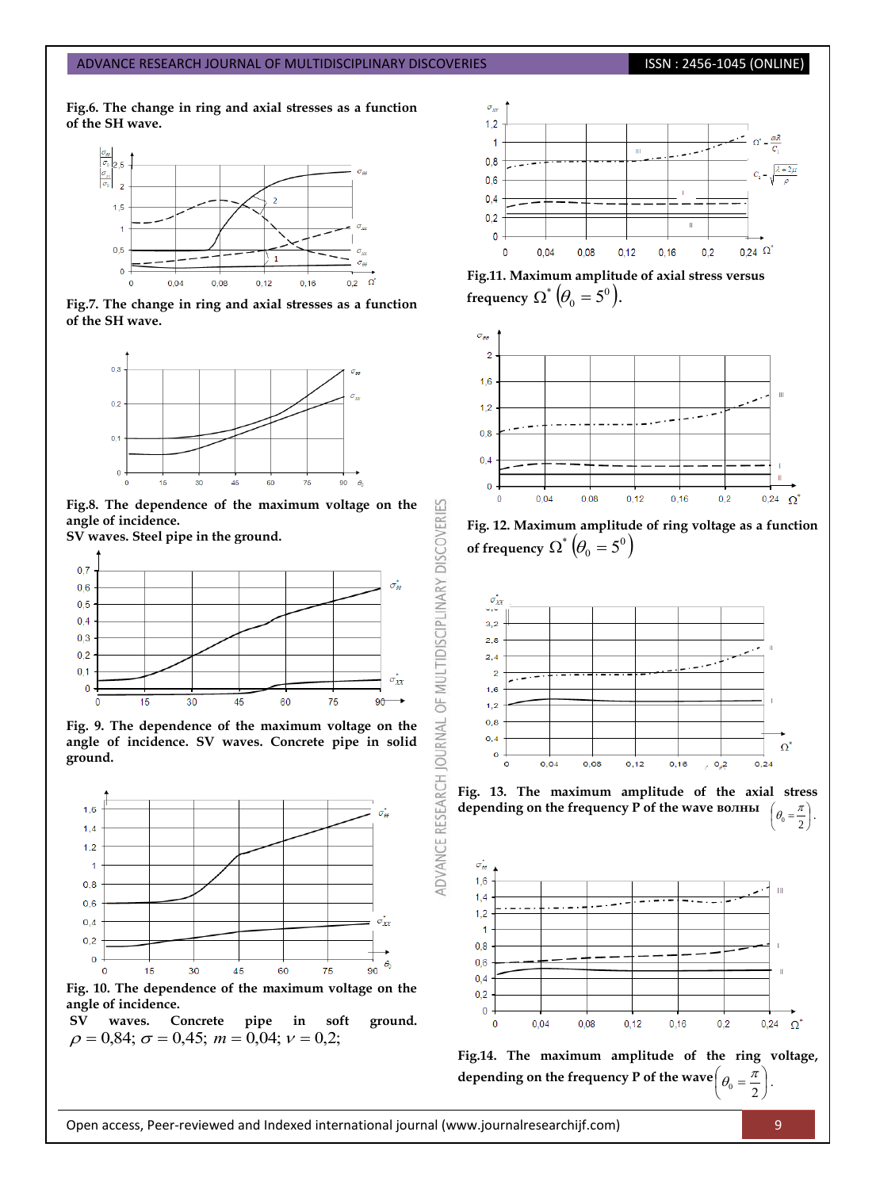**Fig.6. The change in ring and axial stresses as a function of the SH wave.**

**Fig.7. The change in ring and axial stresses as a function of the SH wave.**

**Fig.8. The dependence of the maximum voltage on the angle of incidence.**
**SV waves. Steel pipe in the ground.**

**Fig. 9. The dependence of the maximum voltage on the angle of incidence. SV waves. Concrete pipe in solid ground.**

**Fig. 10. The dependence of the maximum voltage on the angle of incidence.**
**SV waves. Concrete pipe in soft ground.** $\rho = 0{,}84;\ \sigma = 0{,}45;\ m = 0{,}04;\ \nu = 0{,}2;$

**Fig.11. Maximum amplitude of axial stress versus frequency** $\Omega^{*}\left(\theta_0 = 5^0\right)$**.**

**Fig. 12. Maximum amplitude of ring voltage as a function of frequency** $\Omega^{*}\left(\theta_0 = 5^0\right)$

**Fig. 13. The maximum amplitude of the axial stress depending on the frequency P of the wave волны** $\left(\theta_0 = \frac{\pi}{2}\right)$.

**Fig.14. The maximum amplitude of the ring voltage, depending on the frequency P of the wave** $\left(\theta_0 = \frac{\pi}{2}\right)$.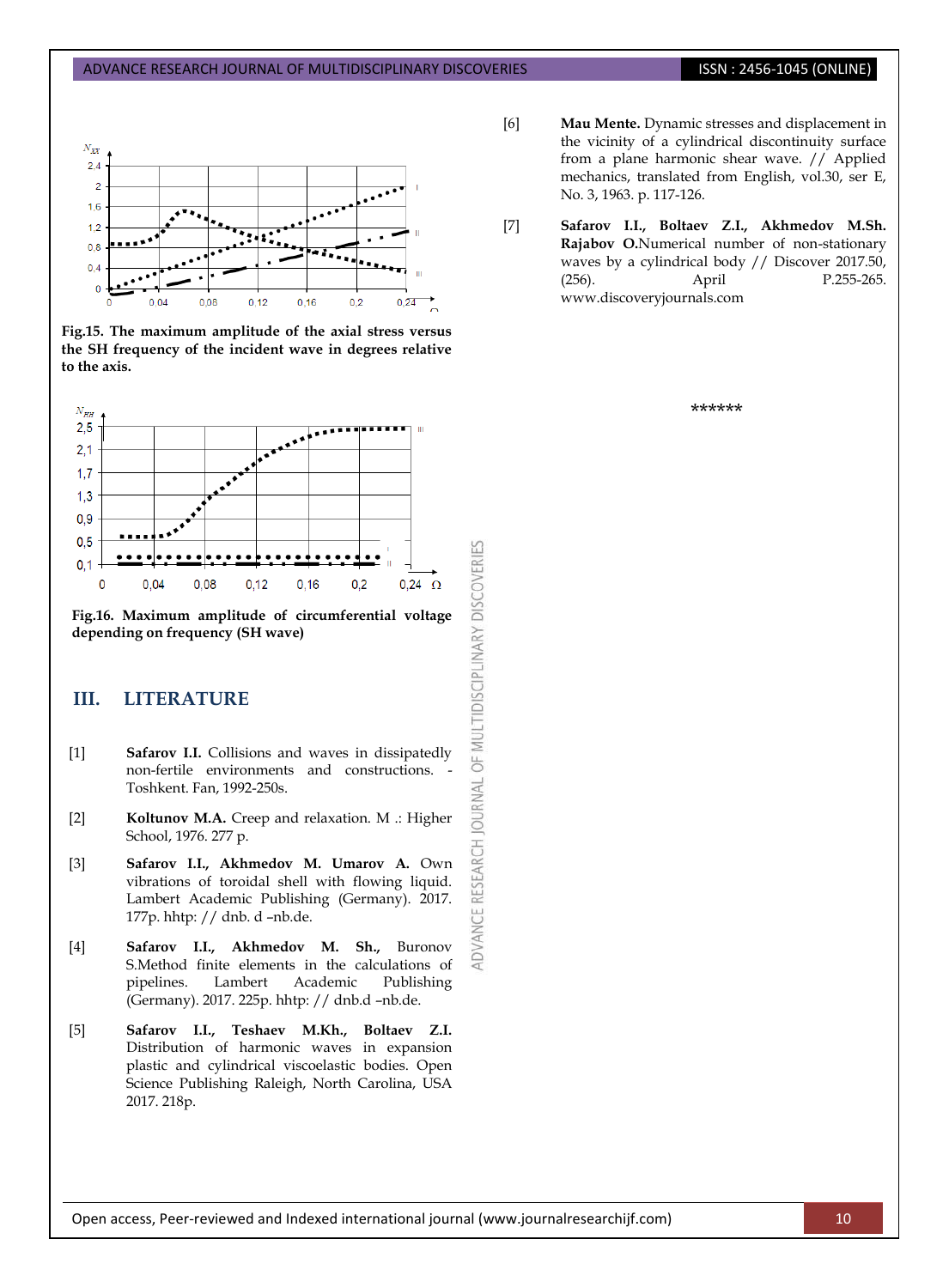$N_{XY}$

2,4
2
1,6
1,2
0,8
0,4
0

0 0,04 0,08 0,12 0,16 0,2 0,24 $\Omega$

I
II
III

**Fig.15. The maximum amplitude of the axial stress versus the SH frequency of the incident wave in degrees relative to the axis.**

$N_{RH}$

2,5
2,1
1,7
1,3
0,9
0,5
0,1

0 0,04 0,08 0,12 0,16 0,2 0,24 $\Omega$

III
I
II

**Fig.16. Maximum amplitude of circumferential voltage depending on frequency (SH wave)**

## III. LITERATURE

[1] **Safarov I.I.** Collisions and waves in dissipatedly non-fertile environments and constructions. - Toshkent. Fan, 1992-250s.

[2] **Koltunov M.A.** Creep and relaxation. M .: Higher School, 1976. 277 p.

[3] **Safarov I.I., Akhmedov M. Umarov A.** Own vibrations of toroidal shell with flowing liquid. Lambert Academic Publishing (Germany). 2017. 177p. hhtp: // dnb. d –nb.de.

[4] **Safarov I.I., Akhmedov M. Sh.,** Buronov S.Method finite elements in the calculations of pipelines. Lambert Academic Publishing (Germany). 2017. 225p. hhtp: // dnb.d –nb.de.

[5] **Safarov I.I., Teshaev M.Kh., Boltaev Z.I.** Distribution of harmonic waves in expansion plastic and cylindrical viscoelastic bodies. Open Science Publishing Raleigh, North Carolina, USA 2017. 218p.

[6] **Mau Mente.** Dynamic stresses and displacement in the vicinity of a cylindrical discontinuity surface from a plane harmonic shear wave. // Applied mechanics, translated from English, vol.30, ser E, No. 3, 1963. p. 117-126.

[7] **Safarov I.I., Boltaev Z.I., Akhmedov M.Sh. Rajabov O.**Numerical number of non-stationary waves by a cylindrical body // Discover 2017.50, (256). April P.255-265. www.discoveryjournals.com

******